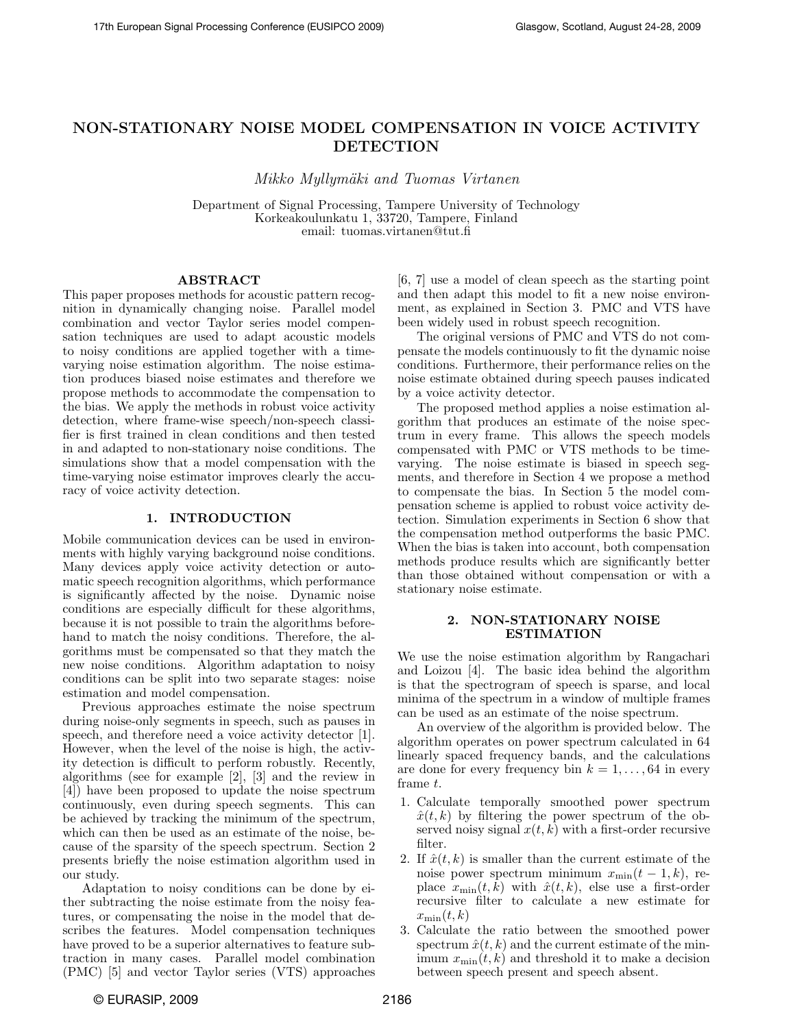# NON-STATIONARY NOISE MODEL COMPENSATION IN VOICE ACTIVITY DETECTION

*Mikko Myllymäki and Tuomas Virtanen*

Department of Signal Processing, Tampere University of Technology
Korkeakoulunkatu 1, 33720, Tampere, Finland
email: tuomas.virtanen@tut.fi

## ABSTRACT

This paper proposes methods for acoustic pattern recognition in dynamically changing noise. Parallel model combination and vector Taylor series model compensation techniques are used to adapt acoustic models to noisy conditions are applied together with a time-varying noise estimation algorithm. The noise estimation produces biased noise estimates and therefore we propose methods to accommodate the compensation to the bias. We apply the methods in robust voice activity detection, where frame-wise speech/non-speech classifier is first trained in clean conditions and then tested in and adapted to non-stationary noise conditions. The simulations show that a model compensation with the time-varying noise estimator improves clearly the accuracy of voice activity detection.

## 1. INTRODUCTION

Mobile communication devices can be used in environments with highly varying background noise conditions. Many devices apply voice activity detection or automatic speech recognition algorithms, which performance is significantly affected by the noise. Dynamic noise conditions are especially difficult for these algorithms, because it is not possible to train the algorithms beforehand to match the noisy conditions. Therefore, the algorithms must be compensated so that they match the new noise conditions. Algorithm adaptation to noisy conditions can be split into two separate stages: noise estimation and model compensation.

Previous approaches estimate the noise spectrum during noise-only segments in speech, such as pauses in speech, and therefore need a voice activity detector [1]. However, when the level of the noise is high, the activity detection is difficult to perform robustly. Recently, algorithms (see for example [2], [3] and the review in [4]) have been proposed to update the noise spectrum continuously, even during speech segments. This can be achieved by tracking the minimum of the spectrum, which can then be used as an estimate of the noise, because of the sparsity of the speech spectrum. Section 2 presents briefly the noise estimation algorithm used in our study.

Adaptation to noisy conditions can be done by either subtracting the noise estimate from the noisy features, or compensating the noise in the model that describes the features. Model compensation techniques have proved to be a superior alternatives to feature subtraction in many cases. Parallel model combination (PMC) [5] and vector Taylor series (VTS) approaches [6, 7] use a model of clean speech as the starting point and then adapt this model to fit a new noise environment, as explained in Section 3. PMC and VTS have been widely used in robust speech recognition.

The original versions of PMC and VTS do not compensate the models continuously to fit the dynamic noise conditions. Furthermore, their performance relies on the noise estimate obtained during speech pauses indicated by a voice activity detector.

The proposed method applies a noise estimation algorithm that produces an estimate of the noise spectrum in every frame. This allows the speech models compensated with PMC or VTS methods to be time-varying. The noise estimate is biased in speech segments, and therefore in Section 4 we propose a method to compensate the bias. In Section 5 the model compensation scheme is applied to robust voice activity detection. Simulation experiments in Section 6 show that the compensation method outperforms the basic PMC. When the bias is taken into account, both compensation methods produce results which are significantly better than those obtained without compensation or with a stationary noise estimate.

## 2. NON-STATIONARY NOISE ESTIMATION

We use the noise estimation algorithm by Rangachari and Loizou [4]. The basic idea behind the algorithm is that the spectrogram of speech is sparse, and local minima of the spectrum in a window of multiple frames can be used as an estimate of the noise spectrum.

An overview of the algorithm is provided below. The algorithm operates on power spectrum calculated in 64 linearly spaced frequency bands, and the calculations are done for every frequency bin $k = 1, \ldots, 64$ in every frame $t$.

1. Calculate temporally smoothed power spectrum $\hat{x}(t, k)$ by filtering the power spectrum of the observed noisy signal $x(t, k)$ with a first-order recursive filter.
2. If $\hat{x}(t, k)$ is smaller than the current estimate of the noise power spectrum minimum $x_{\min}(t-1, k)$, replace $x_{\min}(t, k)$ with $\hat{x}(t, k)$, else use a first-order recursive filter to calculate a new estimate for $x_{\min}(t, k)$
3. Calculate the ratio between the smoothed power spectrum $\hat{x}(t, k)$ and the current estimate of the minimum $x_{\min}(t, k)$ and threshold it to make a decision between speech present and speech absent.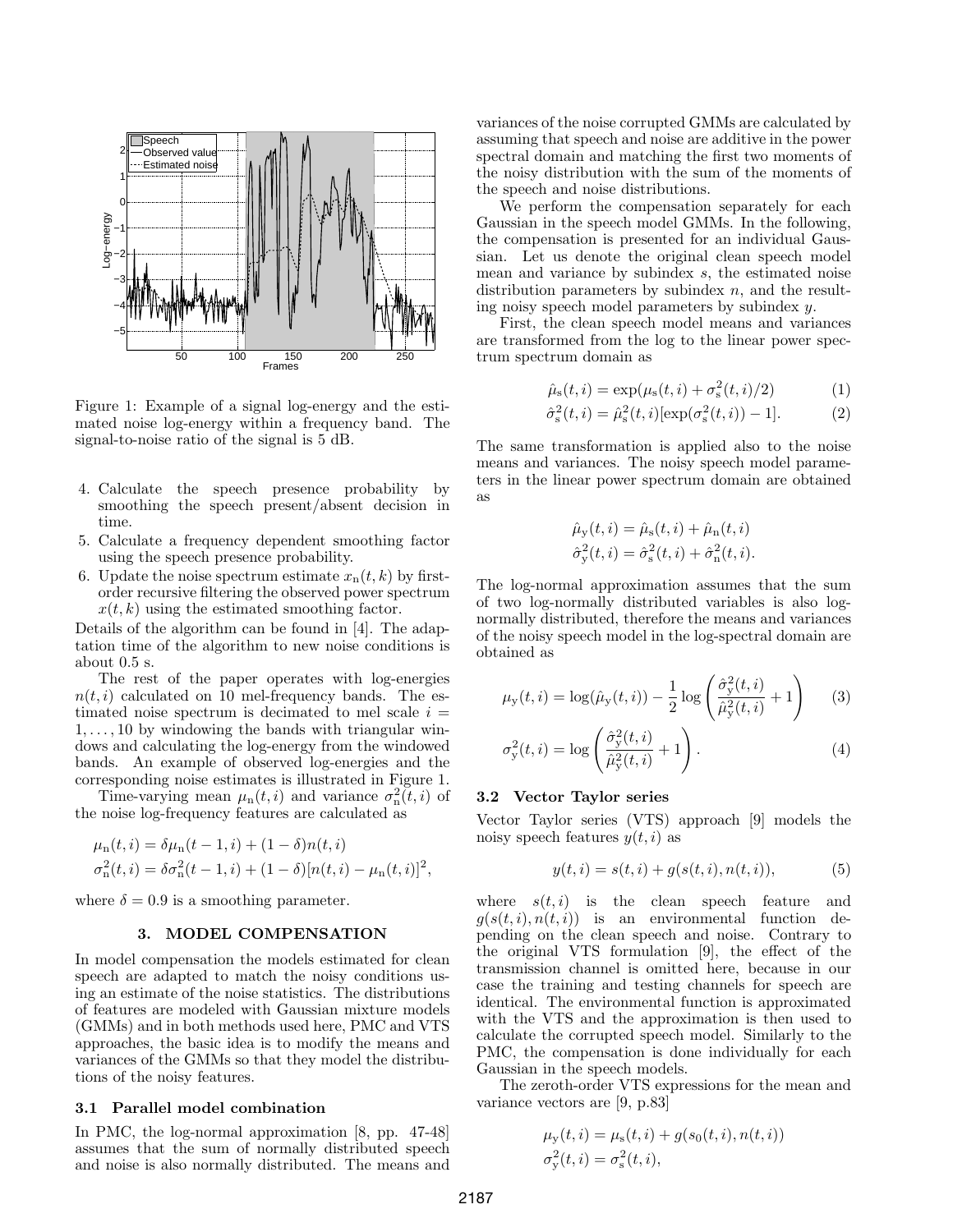Figure 1: Example of a signal log-energy and the estimated noise log-energy within a frequency band. The signal-to-noise ratio of the signal is 5 dB.

4. Calculate the speech presence probability by smoothing the speech present/absent decision in time.
5. Calculate a frequency dependent smoothing factor using the speech presence probability.
6. Update the noise spectrum estimate $x_n(t,k)$ by first-order recursive filtering the observed power spectrum $x(t,k)$ using the estimated smoothing factor.

Details of the algorithm can be found in [4]. The adaptation time of the algorithm to new noise conditions is about 0.5 s.

The rest of the paper operates with log-energies $n(t,i)$ calculated on 10 mel-frequency bands. The estimated noise spectrum is decimated to mel scale $i = 1,\ldots,10$ by windowing the bands with triangular windows and calculating the log-energy from the windowed bands. An example of observed log-energies and the corresponding noise estimates is illustrated in Figure 1.

Time-varying mean $\mu_n(t,i)$ and variance $\sigma_n^2(t,i)$ of the noise log-frequency features are calculated as

$$
\begin{aligned}
\mu_n(t,i) &= \delta\mu_n(t-1,i) + (1-\delta)n(t,i) \\
\sigma_n^2(t,i) &= \delta\sigma_n^2(t-1,i) + (1-\delta)[n(t,i) - \mu_n(t,i)]^2,
\end{aligned}
$$

where $\delta = 0.9$ is a smoothing parameter.

## 3. MODEL COMPENSATION

In model compensation the models estimated for clean speech are adapted to match the noisy conditions using an estimate of the noise statistics. The distributions of features are modeled with Gaussian mixture models (GMMs) and in both methods used here, PMC and VTS approaches, the basic idea is to modify the means and variances of the GMMs so that they model the distributions of the noisy features.

### 3.1 Parallel model combination

In PMC, the log-normal approximation [8, pp. 47-48] assumes that the sum of normally distributed speech and noise is also normally distributed. The means and variances of the noise corrupted GMMs are calculated by assuming that speech and noise are additive in the power spectral domain and matching the first two moments of the noisy distribution with the sum of the moments of the speech and noise distributions.

We perform the compensation separately for each Gaussian in the speech model GMMs. In the following, the compensation is presented for an individual Gaussian. Let us denote the original clean speech model mean and variance by subindex $s$, the estimated noise distribution parameters by subindex $n$, and the resulting noisy speech model parameters by subindex $y$.

First, the clean speech model means and variances are transformed from the log to the linear power spectrum spectrum domain as

$$
\hat{\mu}_s(t,i) = \exp(\mu_s(t,i) + \sigma_s^2(t,i)/2) \quad (1)
$$

$$
\hat{\sigma}_s^2(t,i) = \hat{\mu}_s^2(t,i)[\exp(\sigma_s^2(t,i)) - 1]. \quad (2)
$$

The same transformation is applied also to the noise means and variances. The noisy speech model parameters in the linear power spectrum domain are obtained as

$$
\begin{aligned}
\hat{\mu}_y(t,i) &= \hat{\mu}_s(t,i) + \hat{\mu}_n(t,i) \\
\hat{\sigma}_y^2(t,i) &= \hat{\sigma}_s^2(t,i) + \hat{\sigma}_n^2(t,i).
\end{aligned}
$$

The log-normal approximation assumes that the sum of two log-normally distributed variables is also log-normally distributed, therefore the means and variances of the noisy speech model in the log-spectral domain are obtained as

$$
\mu_y(t,i) = \log(\hat{\mu}_y(t,i)) - \frac{1}{2}\log\left(\frac{\hat{\sigma}_y^2(t,i)}{\hat{\mu}_y^2(t,i)} + 1\right) \quad (3)
$$

$$
\sigma_y^2(t,i) = \log\left(\frac{\hat{\sigma}_y^2(t,i)}{\hat{\mu}_y^2(t,i)} + 1\right). \quad (4)
$$

### 3.2 Vector Taylor series

Vector Taylor series (VTS) approach [9] models the noisy speech features $y(t,i)$ as

$$
y(t,i) = s(t,i) + g(s(t,i), n(t,i)), \quad (5)
$$

where $s(t,i)$ is the clean speech feature and $g(s(t,i), n(t,i))$ is an environmental function depending on the clean speech and noise. Contrary to the original VTS formulation [9], the effect of the transmission channel is omitted here, because in our case the training and testing channels for speech are identical. The environmental function is approximated with the VTS and the approximation is then used to calculate the corrupted speech model. Similarly to the PMC, the compensation is done individually for each Gaussian in the speech models.

The zeroth-order VTS expressions for the mean and variance vectors are [9, p.83]

$$
\begin{aligned}
\mu_y(t,i) &= \mu_s(t,i) + g(s_0(t,i), n(t,i)) \\
\sigma_y^2(t,i) &= \sigma_s^2(t,i),
\end{aligned}
$$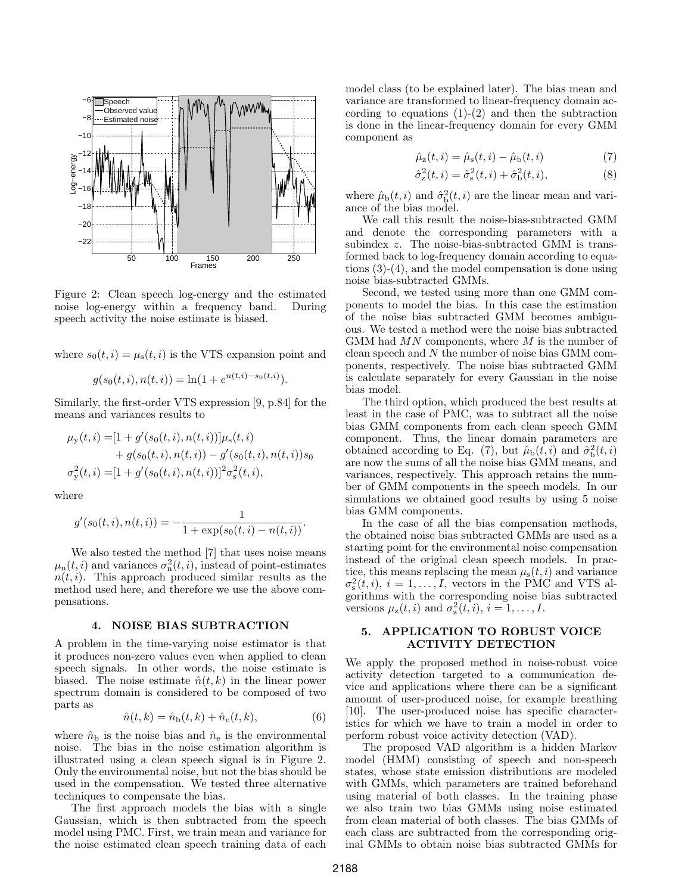Figure 2: Clean speech log-energy and the estimated noise log-energy within a frequency band. During speech activity the noise estimate is biased.

where $s_0(t,i) = \mu_s(t,i)$ is the VTS expansion point and

$$g(s_0(t,i), n(t,i)) = \ln(1 + e^{n(t,i) - s_0(t,i)}).$$

Similarly, the first-order VTS expression [9, p.84] for the means and variances results to

$$\begin{aligned}
\mu_y(t,i) =& [1 + g'(s_0(t,i), n(t,i))]\mu_s(t,i) \\
&+ g(s_0(t,i), n(t,i)) - g'(s_0(t,i), n(t,i))s_0 \\
\sigma_y^2(t,i) =& [1 + g'(s_0(t,i), n(t,i))]^2 \sigma_s^2(t,i),
\end{aligned}$$

where

$$g'(s_0(t,i), n(t,i)) = -\frac{1}{1 + \exp(s_0(t,i) - n(t,i))}.$$

We also tested the method [7] that uses noise means $\mu_n(t,i)$ and variances $\sigma_n^2(t,i)$, instead of point-estimates $n(t,i)$. This approach produced similar results as the method used here, and therefore we use the above compensations.

## 4. NOISE BIAS SUBTRACTION

A problem in the time-varying noise estimator is that it produces non-zero values even when applied to clean speech signals. In other words, the noise estimate is biased. The noise estimate $\hat{n}(t,k)$ in the linear power spectrum domain is considered to be composed of two parts as

$$\hat{n}(t,k) = \hat{n}_b(t,k) + \hat{n}_e(t,k), \tag{6}$$

where $\hat{n}_b$ is the noise bias and $\hat{n}_e$ is the environmental noise. The bias in the noise estimation algorithm is illustrated using a clean speech signal is in Figure 2. Only the environmental noise, but not the bias should be used in the compensation. We tested three alternative techniques to compensate the bias.

The first approach models the bias with a single Gaussian, which is then subtracted from the speech model using PMC. First, we train mean and variance for the noise estimated clean speech training data of each model class (to be explained later). The bias mean and variance are transformed to linear-frequency domain according to equations (1)-(2) and then the subtraction is done in the linear-frequency domain for every GMM component as

$$\hat{\mu}_z(t,i) = \hat{\mu}_s(t,i) - \hat{\mu}_b(t,i) \tag{7}$$

$$\hat{\sigma}_z^2(t,i) = \hat{\sigma}_s^2(t,i) + \hat{\sigma}_b^2(t,i), \tag{8}$$

where $\hat{\mu}_b(t,i)$ and $\hat{\sigma}_b^2(t,i)$ are the linear mean and variance of the bias model.

We call this result the noise-bias-subtracted GMM and denote the corresponding parameters with a subindex $z$. The noise-bias-subtracted GMM is transformed back to log-frequency domain according to equations (3)-(4), and the model compensation is done using noise bias-subtracted GMMs.

Second, we tested using more than one GMM components to model the bias. In this case the estimation of the noise bias subtracted GMM becomes ambiguous. We tested a method were the noise bias subtracted GMM had $MN$ components, where $M$ is the number of clean speech and $N$ the number of noise bias GMM components, respectively. The noise bias subtracted GMM is calculate separately for every Gaussian in the noise bias model.

The third option, which produced the best results at least in the case of PMC, was to subtract all the noise bias GMM components from each clean speech GMM component. Thus, the linear domain parameters are obtained according to Eq. (7), but $\hat{\mu}_b(t,i)$ and $\hat{\sigma}_b^2(t,i)$ are now the sums of all the noise bias GMM means, and variances, respectively. This approach retains the number of GMM components in the speech models. In our simulations we obtained good results by using 5 noise bias GMM components.

In the case of all the bias compensation methods, the obtained noise bias subtracted GMMs are used as a starting point for the environmental noise compensation instead of the original clean speech models. In practice, this means replacing the mean $\mu_s(t,i)$ and variance $\sigma_s^2(t,i)$, $i = 1, \ldots, I$, vectors in the PMC and VTS algorithms with the corresponding noise bias subtracted versions $\mu_z(t,i)$ and $\sigma_z^2(t,i)$, $i = 1, \ldots, I$.

## 5. APPLICATION TO ROBUST VOICE ACTIVITY DETECTION

We apply the proposed method in noise-robust voice activity detection targeted to a communication device and applications where there can be a significant amount of user-produced noise, for example breathing [10]. The user-produced noise has specific characteristics for which we have to train a model in order to perform robust voice activity detection (VAD).

The proposed VAD algorithm is a hidden Markov model (HMM) consisting of speech and non-speech states, whose state emission distributions are modeled with GMMs, which parameters are trained beforehand using material of both classes. In the training phase we also train two bias GMMs using noise estimated from clean material of both classes. The bias GMMs of each class are subtracted from the corresponding original GMMs to obtain noise bias subtracted GMMs for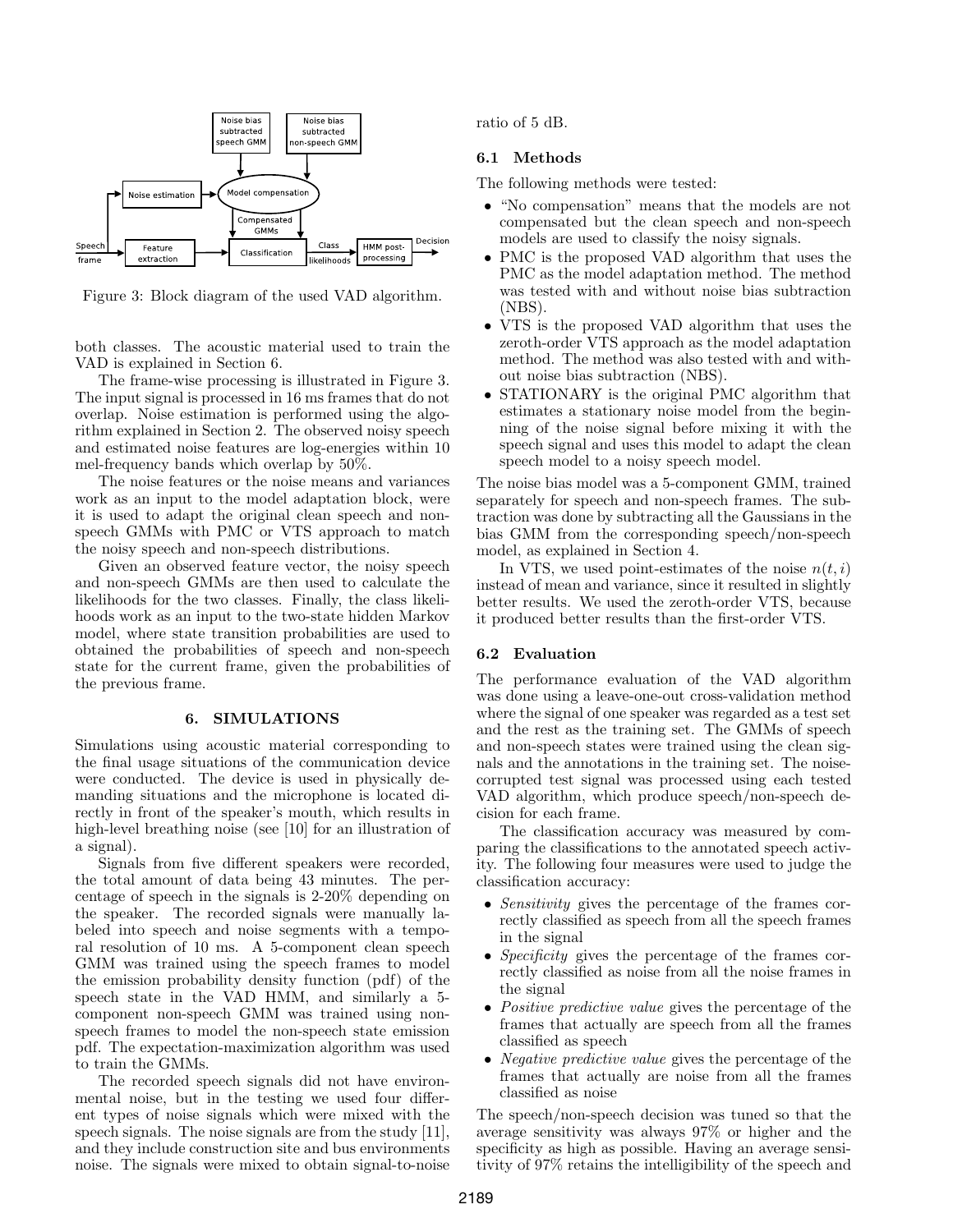Figure 3: Block diagram of the used VAD algorithm.

both classes. The acoustic material used to train the VAD is explained in Section 6.

The frame-wise processing is illustrated in Figure 3. The input signal is processed in 16 ms frames that do not overlap. Noise estimation is performed using the algorithm explained in Section 2. The observed noisy speech and estimated noise features are log-energies within 10 mel-frequency bands which overlap by 50%.

The noise features or the noise means and variances work as an input to the model adaptation block, were it is used to adapt the original clean speech and non-speech GMMs with PMC or VTS approach to match the noisy speech and non-speech distributions.

Given an observed feature vector, the noisy speech and non-speech GMMs are then used to calculate the likelihoods for the two classes. Finally, the class likelihoods work as an input to the two-state hidden Markov model, where state transition probabilities are used to obtained the probabilities of speech and non-speech state for the current frame, given the probabilities of the previous frame.

## 6. SIMULATIONS

Simulations using acoustic material corresponding to the final usage situations of the communication device were conducted. The device is used in physically demanding situations and the microphone is located directly in front of the speaker's mouth, which results in high-level breathing noise (see [10] for an illustration of a signal).

Signals from five different speakers were recorded, the total amount of data being 43 minutes. The percentage of speech in the signals is 2-20% depending on the speaker. The recorded signals were manually labeled into speech and noise segments with a temporal resolution of 10 ms. A 5-component clean speech GMM was trained using the speech frames to model the emission probability density function (pdf) of the speech state in the VAD HMM, and similarly a 5-component non-speech GMM was trained using non-speech frames to model the non-speech state emission pdf. The expectation-maximization algorithm was used to train the GMMs.

The recorded speech signals did not have environmental noise, but in the testing we used four different types of noise signals which were mixed with the speech signals. The noise signals are from the study [11], and they include construction site and bus environments noise. The signals were mixed to obtain signal-to-noise ratio of 5 dB.

### 6.1 Methods

The following methods were tested:

- "No compensation" means that the models are not compensated but the clean speech and non-speech models are used to classify the noisy signals.
- PMC is the proposed VAD algorithm that uses the PMC as the model adaptation method. The method was tested with and without noise bias subtraction (NBS).
- VTS is the proposed VAD algorithm that uses the zeroth-order VTS approach as the model adaptation method. The method was also tested with and without noise bias subtraction (NBS).
- STATIONARY is the original PMC algorithm that estimates a stationary noise model from the beginning of the noise signal before mixing it with the speech signal and uses this model to adapt the clean speech model to a noisy speech model.

The noise bias model was a 5-component GMM, trained separately for speech and non-speech frames. The subtraction was done by subtracting all the Gaussians in the bias GMM from the corresponding speech/non-speech model, as explained in Section 4.

In VTS, we used point-estimates of the noise $n(t, i)$ instead of mean and variance, since it resulted in slightly better results. We used the zeroth-order VTS, because it produced better results than the first-order VTS.

### 6.2 Evaluation

The performance evaluation of the VAD algorithm was done using a leave-one-out cross-validation method where the signal of one speaker was regarded as a test set and the rest as the training set. The GMMs of speech and non-speech states were trained using the clean signals and the annotations in the training set. The noise-corrupted test signal was processed using each tested VAD algorithm, which produce speech/non-speech decision for each frame.

The classification accuracy was measured by comparing the classifications to the annotated speech activity. The following four measures were used to judge the classification accuracy:

- *Sensitivity* gives the percentage of the frames correctly classified as speech from all the speech frames in the signal
- *Specificity* gives the percentage of the frames correctly classified as noise from all the noise frames in the signal
- *Positive predictive value* gives the percentage of the frames that actually are speech from all the frames classified as speech
- *Negative predictive value* gives the percentage of the frames that actually are noise from all the frames classified as noise

The speech/non-speech decision was tuned so that the average sensitivity was always 97% or higher and the specificity as high as possible. Having an average sensitivity of 97% retains the intelligibility of the speech and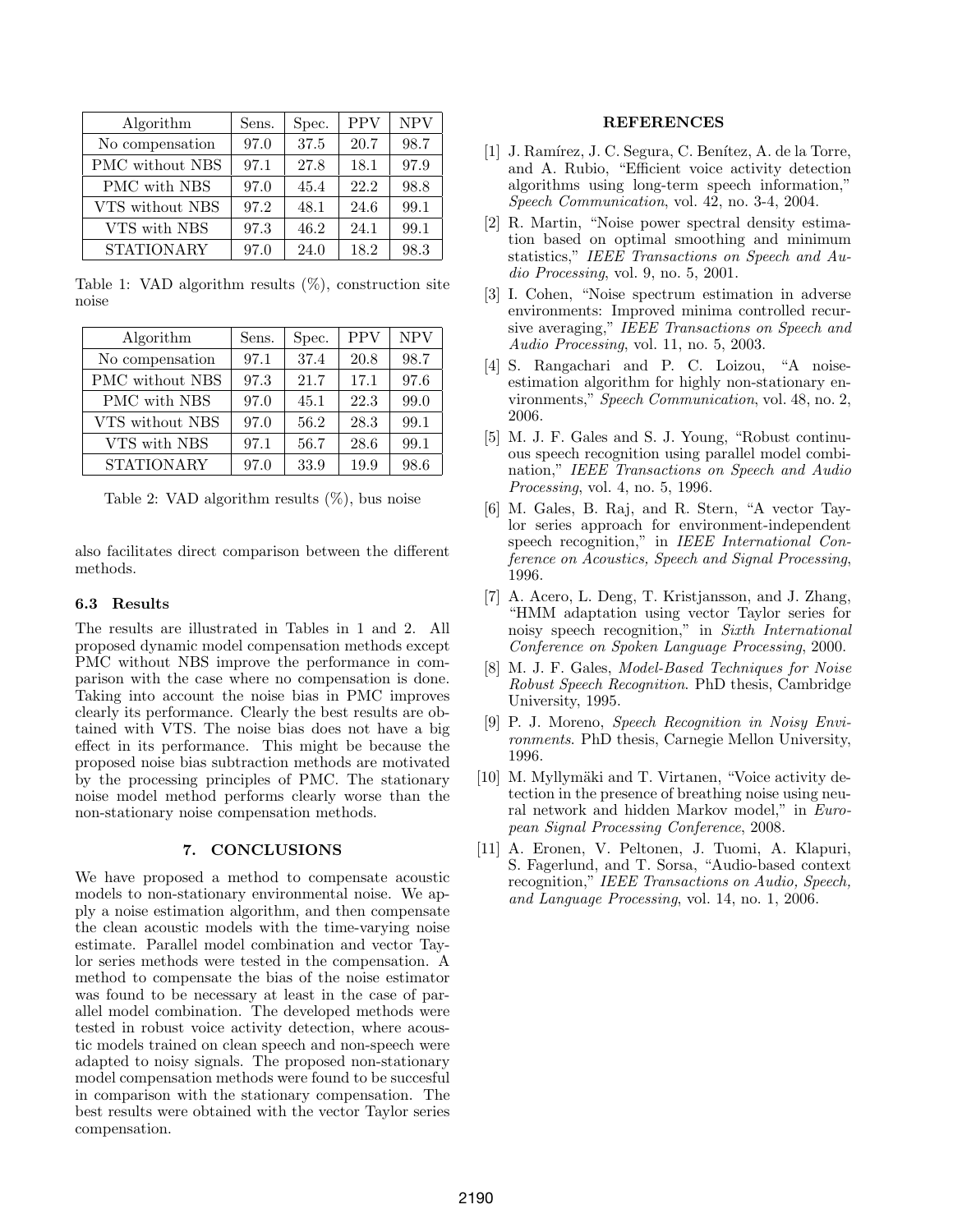| Algorithm | Sens. | Spec. | PPV | NPV |
|---|---|---|---|---|
| No compensation | 97.0 | 37.5 | 20.7 | 98.7 |
| PMC without NBS | 97.1 | 27.8 | 18.1 | 97.9 |
| PMC with NBS | 97.0 | 45.4 | 22.2 | 98.8 |
| VTS without NBS | 97.2 | 48.1 | 24.6 | 99.1 |
| VTS with NBS | 97.3 | 46.2 | 24.1 | 99.1 |
| STATIONARY | 97.0 | 24.0 | 18.2 | 98.3 |

Table 1: VAD algorithm results (%), construction site noise

| Algorithm | Sens. | Spec. | PPV | NPV |
|---|---|---|---|---|
| No compensation | 97.1 | 37.4 | 20.8 | 98.7 |
| PMC without NBS | 97.3 | 21.7 | 17.1 | 97.6 |
| PMC with NBS | 97.0 | 45.1 | 22.3 | 99.0 |
| VTS without NBS | 97.0 | 56.2 | 28.3 | 99.1 |
| VTS with NBS | 97.1 | 56.7 | 28.6 | 99.1 |
| STATIONARY | 97.0 | 33.9 | 19.9 | 98.6 |

Table 2: VAD algorithm results (%), bus noise

also facilitates direct comparison between the different methods.

### 6.3 Results

The results are illustrated in Tables in 1 and 2. All proposed dynamic model compensation methods except PMC without NBS improve the performance in comparison with the case where no compensation is done. Taking into account the noise bias in PMC improves clearly its performance. Clearly the best results are obtained with VTS. The noise bias does not have a big effect in its performance. This might be because the proposed noise bias subtraction methods are motivated by the processing principles of PMC. The stationary noise model method performs clearly worse than the non-stationary noise compensation methods.

## 7. CONCLUSIONS

We have proposed a method to compensate acoustic models to non-stationary environmental noise. We apply a noise estimation algorithm, and then compensate the clean acoustic models with the time-varying noise estimate. Parallel model combination and vector Taylor series methods were tested in the compensation. A method to compensate the bias of the noise estimator was found to be necessary at least in the case of parallel model combination. The developed methods were tested in robust voice activity detection, where acoustic models trained on clean speech and non-speech were adapted to noisy signals. The proposed non-stationary model compensation methods were found to be succesful in comparison with the stationary compensation. The best results were obtained with the vector Taylor series compensation.

## REFERENCES

[1] J. Ramírez, J. C. Segura, C. Benítez, A. de la Torre, and A. Rubio, "Efficient voice activity detection algorithms using long-term speech information," *Speech Communication*, vol. 42, no. 3-4, 2004.

[2] R. Martin, "Noise power spectral density estimation based on optimal smoothing and minimum statistics," *IEEE Transactions on Speech and Audio Processing*, vol. 9, no. 5, 2001.

[3] I. Cohen, "Noise spectrum estimation in adverse environments: Improved minima controlled recursive averaging," *IEEE Transactions on Speech and Audio Processing*, vol. 11, no. 5, 2003.

[4] S. Rangachari and P. C. Loizou, "A noise-estimation algorithm for highly non-stationary environments," *Speech Communication*, vol. 48, no. 2, 2006.

[5] M. J. F. Gales and S. J. Young, "Robust continuous speech recognition using parallel model combination," *IEEE Transactions on Speech and Audio Processing*, vol. 4, no. 5, 1996.

[6] M. Gales, B. Raj, and R. Stern, "A vector Taylor series approach for environment-independent speech recognition," in *IEEE International Conference on Acoustics, Speech and Signal Processing*, 1996.

[7] A. Acero, L. Deng, T. Kristjansson, and J. Zhang, "HMM adaptation using vector Taylor series for noisy speech recognition," in *Sixth International Conference on Spoken Language Processing*, 2000.

[8] M. J. F. Gales, *Model-Based Techniques for Noise Robust Speech Recognition*. PhD thesis, Cambridge University, 1995.

[9] P. J. Moreno, *Speech Recognition in Noisy Environments*. PhD thesis, Carnegie Mellon University, 1996.

[10] M. Myllymäki and T. Virtanen, "Voice activity detection in the presence of breathing noise using neural network and hidden Markov model," in *European Signal Processing Conference*, 2008.

[11] A. Eronen, V. Peltonen, J. Tuomi, A. Klapuri, S. Fagerlund, and T. Sorsa, "Audio-based context recognition," *IEEE Transactions on Audio, Speech, and Language Processing*, vol. 14, no. 1, 2006.